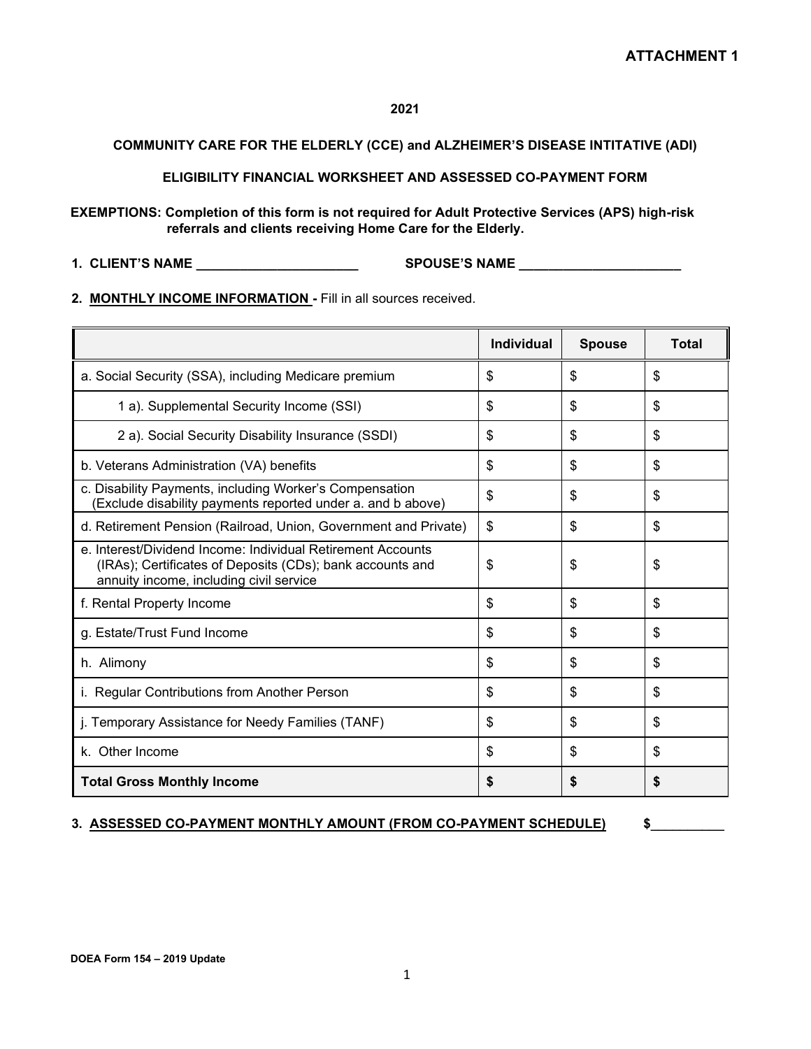**ATTACHMENT 1**

**2021**

**COMMUNITY CARE FOR THE ELDERLY (CCE) and ALZHEIMER'S DISEASE INTITATIVE (ADI)**

**ELIGIBILITY FINANCIAL WORKSHEET AND ASSESSED CO-PAYMENT FORM**

**EXEMPTIONS: Completion of this form is not required for Adult Protective Services (APS) high-risk referrals and clients receiving Home Care for the Elderly.**

**1. CLIENT'S NAME ______________________ SPOUSE'S NAME ______________________**

**2. MONTHLY INCOME INFORMATION -** Fill in all sources received.

| | Individual | Spouse | Total |
|---|---|---|---|
| a. Social Security (SSA), including Medicare premium | $ | $ | $ |
| 1 a). Supplemental Security Income (SSI) | $ | $ | $ |
| 2 a). Social Security Disability Insurance (SSDI) | $ | $ | $ |
| b. Veterans Administration (VA) benefits | $ | $ | $ |
| c. Disability Payments, including Worker's Compensation (Exclude disability payments reported under a. and b above) | $ | $ | $ |
| d. Retirement Pension (Railroad, Union, Government and Private) | $ | $ | $ |
| e. Interest/Dividend Income: Individual Retirement Accounts (IRAs); Certificates of Deposits (CDs); bank accounts and annuity income, including civil service | $ | $ | $ |
| f. Rental Property Income | $ | $ | $ |
| g. Estate/Trust Fund Income | $ | $ | $ |
| h. Alimony | $ | $ | $ |
| i. Regular Contributions from Another Person | $ | $ | $ |
| j. Temporary Assistance for Needy Families (TANF) | $ | $ | $ |
| k. Other Income | $ | $ | $ |
| **Total Gross Monthly Income** | **$** | **$** | **$** |

**3. ASSESSED CO-PAYMENT MONTHLY AMOUNT (FROM CO-PAYMENT SCHEDULE) $__________**

**DOEA Form 154 – 2019 Update**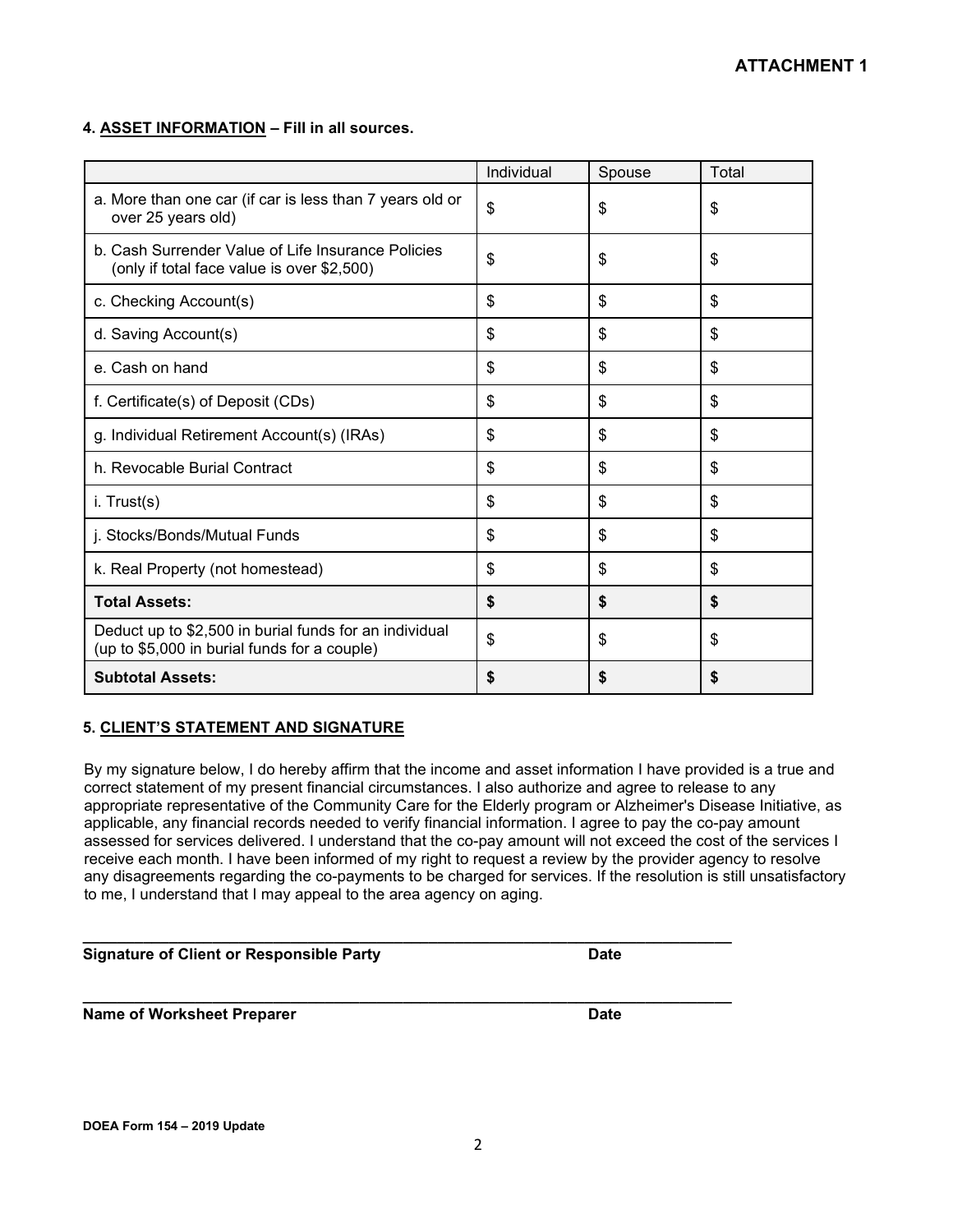**ATTACHMENT 1**

**4. ASSET INFORMATION – Fill in all sources.**

| | Individual | Spouse | Total |
|---|---|---|---|
| a. More than one car (if car is less than 7 years old or over 25 years old) | $ | $ | $ |
| b. Cash Surrender Value of Life Insurance Policies (only if total face value is over $2,500) | $ | $ | $ |
| c. Checking Account(s) | $ | $ | $ |
| d. Saving Account(s) | $ | $ | $ |
| e. Cash on hand | $ | $ | $ |
| f. Certificate(s) of Deposit (CDs) | $ | $ | $ |
| g. Individual Retirement Account(s) (IRAs) | $ | $ | $ |
| h. Revocable Burial Contract | $ | $ | $ |
| i. Trust(s) | $ | $ | $ |
| j. Stocks/Bonds/Mutual Funds | $ | $ | $ |
| k. Real Property (not homestead) | $ | $ | $ |
| **Total Assets:** | **$** | **$** | **$** |
| Deduct up to $2,500 in burial funds for an individual (up to $5,000 in burial funds for a couple) | $ | $ | $ |
| **Subtotal Assets:** | **$** | **$** | **$** |

**5. CLIENT'S STATEMENT AND SIGNATURE**

By my signature below, I do hereby affirm that the income and asset information I have provided is a true and correct statement of my present financial circumstances. I also authorize and agree to release to any appropriate representative of the Community Care for the Elderly program or Alzheimer's Disease Initiative, as applicable, any financial records needed to verify financial information. I agree to pay the co-pay amount assessed for services delivered. I understand that the co-pay amount will not exceed the cost of the services I receive each month. I have been informed of my right to request a review by the provider agency to resolve any disagreements regarding the co-payments to be charged for services. If the resolution is still unsatisfactory to me, I understand that I may appeal to the area agency on aging.

______________________________________________________________________

**Signature of Client or Responsible Party** **Date**

______________________________________________________________________

**Name of Worksheet Preparer** **Date**

**DOEA Form 154 – 2019 Update**